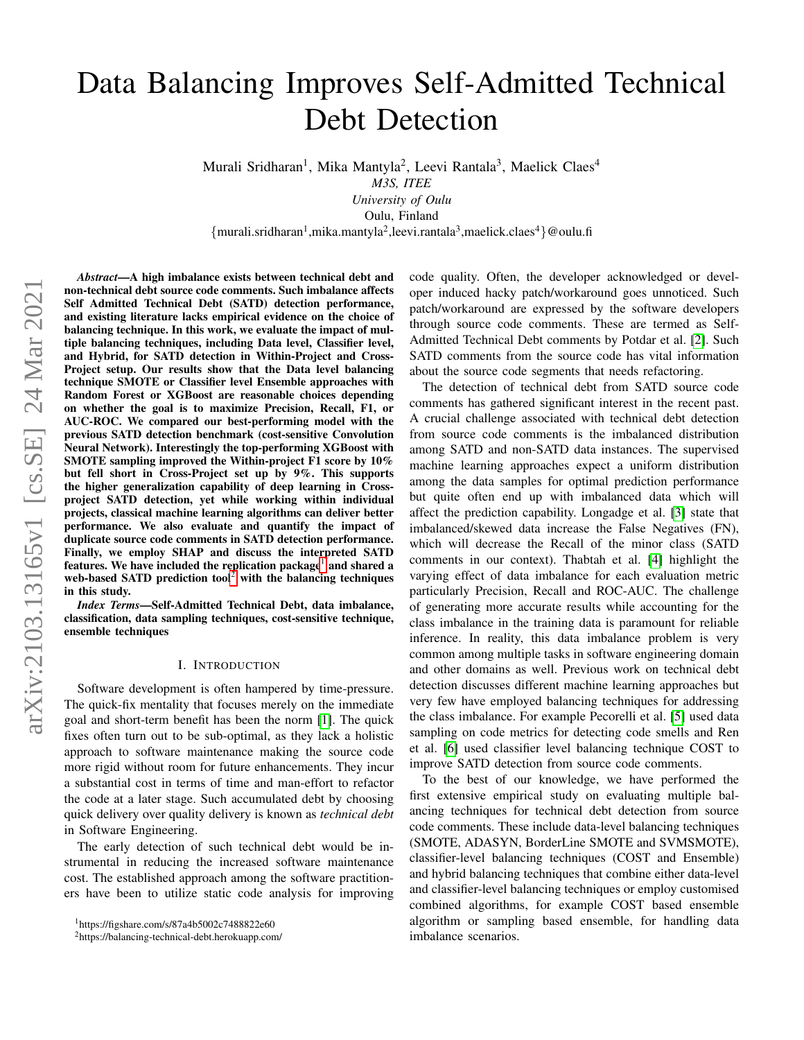# Data Balancing Improves Self-Admitted Technical Debt Detection

Murali Sridharan[1], Mika Mantyla[2], Leevi Rantala[3], Maelick Claes[4]
*M3S, ITEE*
*University of Oulu*
Oulu, Finland
{murali.sridharan[1],mika.mantyla[2],leevi.rantala[3],maelick.claes[4]}@oulu.fi

***Abstract*—A high imbalance exists between technical debt and non-technical debt source code comments. Such imbalance affects Self Admitted Technical Debt (SATD) detection performance, and existing literature lacks empirical evidence on the choice of balancing technique. In this work, we evaluate the impact of multiple balancing techniques, including Data level, Classifier level, and Hybrid, for SATD detection in Within-Project and Cross-Project setup. Our results show that the Data level balancing technique SMOTE or Classifier level Ensemble approaches with Random Forest or XGBoost are reasonable choices depending on whether the goal is to maximize Precision, Recall, F1, or AUC-ROC. We compared our best-performing model with the previous SATD detection benchmark (cost-sensitive Convolution Neural Network). Interestingly the top-performing XGBoost with SMOTE sampling improved the Within-project F1 score by 10% but fell short in Cross-Project set up by 9%. This supports the higher generalization capability of deep learning in Cross-project SATD detection, yet while working within individual projects, classical machine learning algorithms can deliver better performance. We also evaluate and quantify the impact of duplicate source code comments in SATD detection performance. Finally, we employ SHAP and discuss the interpreted SATD features. We have included the replication package[1] and shared a web-based SATD prediction tool[2] with the balancing techniques in this study.**

***Index Terms*—Self-Admitted Technical Debt, data imbalance, classification, data sampling techniques, cost-sensitive technique, ensemble techniques**

## I. Introduction

Software development is often hampered by time-pressure. The quick-fix mentality that focuses merely on the immediate goal and short-term benefit has been the norm [1]. The quick fixes often turn out to be sub-optimal, as they lack a holistic approach to software maintenance making the source code more rigid without room for future enhancements. They incur a substantial cost in terms of time and man-effort to refactor the code at a later stage. Such accumulated debt by choosing quick delivery over quality delivery is known as *technical debt* in Software Engineering.

The early detection of such technical debt would be instrumental in reducing the increased software maintenance cost. The established approach among the software practitioners have been to utilize static code analysis for improving code quality. Often, the developer acknowledged or developer induced hacky patch/workaround goes unnoticed. Such patch/workaround are expressed by the software developers through source code comments. These are termed as Self-Admitted Technical Debt comments by Potdar et al. [2]. Such SATD comments from the source code has vital information about the source code segments that needs refactoring.

The detection of technical debt from SATD source code comments has gathered significant interest in the recent past. A crucial challenge associated with technical debt detection from source code comments is the imbalanced distribution among SATD and non-SATD data instances. The supervised machine learning approaches expect a uniform distribution among the data samples for optimal prediction performance but quite often end up with imbalanced data which will affect the prediction capability. Longadge et al. [3] state that imbalanced/skewed data increase the False Negatives (FN), which will decrease the Recall of the minor class (SATD comments in our context). Thabtah et al. [4] highlight the varying effect of data imbalance for each evaluation metric particularly Precision, Recall and ROC-AUC. The challenge of generating more accurate results while accounting for the class imbalance in the training data is paramount for reliable inference. In reality, this data imbalance problem is very common among multiple tasks in software engineering domain and other domains as well. Previous work on technical debt detection discusses different machine learning approaches but very few have employed balancing techniques for addressing the class imbalance. For example Pecorelli et al. [5] used data sampling on code metrics for detecting code smells and Ren et al. [6] used classifier level balancing technique COST to improve SATD detection from source code comments.

To the best of our knowledge, we have performed the first extensive empirical study on evaluating multiple balancing techniques for technical debt detection from source code comments. These include data-level balancing techniques (SMOTE, ADASYN, BorderLine SMOTE and SVMSMOTE), classifier-level balancing techniques (COST and Ensemble) and hybrid balancing techniques that combine either data-level and classifier-level balancing techniques or employ customised combined algorithms, for example COST based ensemble algorithm or sampling based ensemble, for handling data imbalance scenarios.

[1]https://figshare.com/s/87a4b5002c7488822e60

[2]https://balancing-technical-debt.herokuapp.com/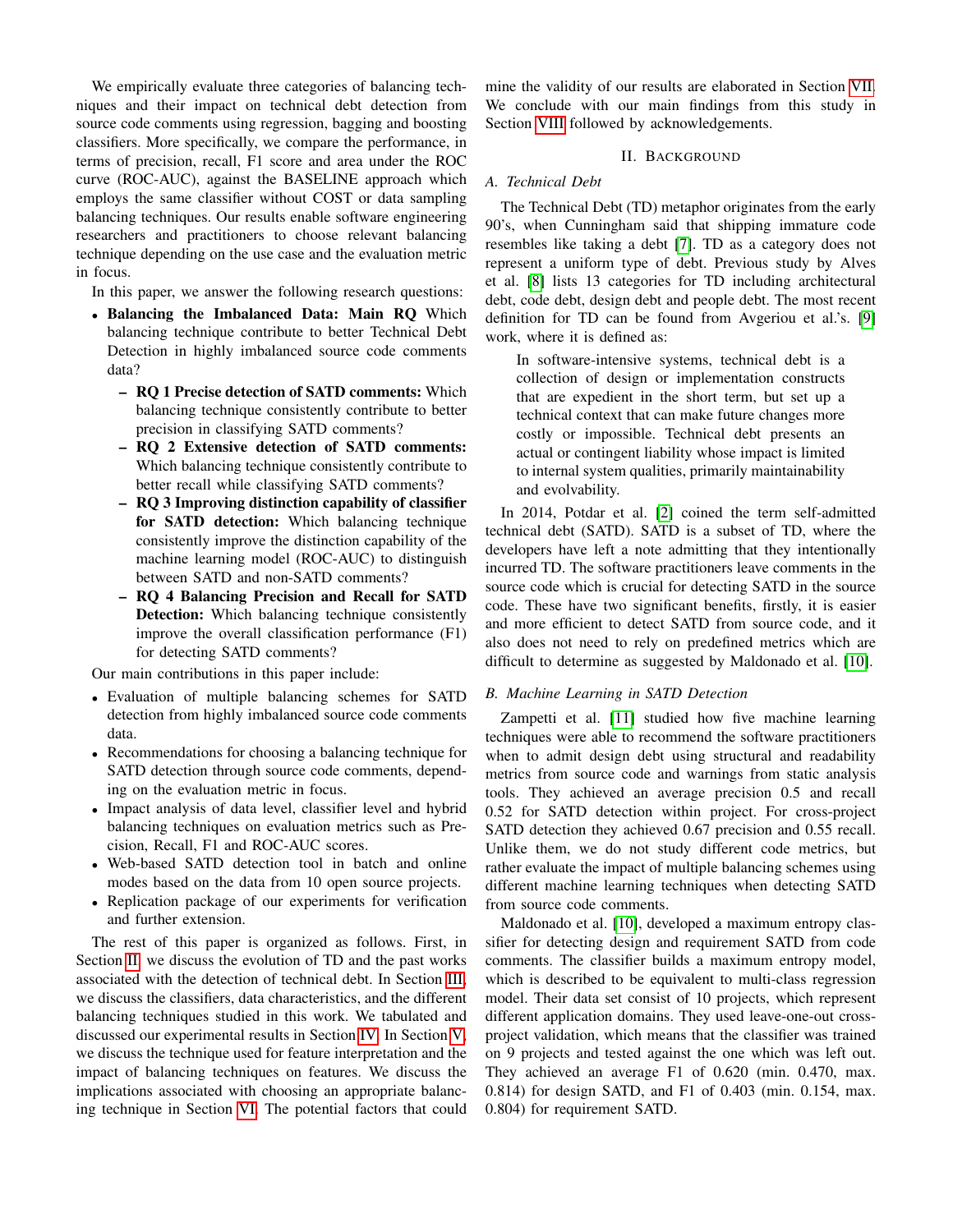We empirically evaluate three categories of balancing techniques and their impact on technical debt detection from source code comments using regression, bagging and boosting classifiers. More specifically, we compare the performance, in terms of precision, recall, F1 score and area under the ROC curve (ROC-AUC), against the BASELINE approach which employs the same classifier without COST or data sampling balancing techniques. Our results enable software engineering researchers and practitioners to choose relevant balancing technique depending on the use case and the evaluation metric in focus.

In this paper, we answer the following research questions:

- **Balancing the Imbalanced Data: Main RQ** Which balancing technique contribute to better Technical Debt Detection in highly imbalanced source code comments data?
  - **RQ 1 Precise detection of SATD comments:** Which balancing technique consistently contribute to better precision in classifying SATD comments?
  - **RQ 2 Extensive detection of SATD comments:** Which balancing technique consistently contribute to better recall while classifying SATD comments?
  - **RQ 3 Improving distinction capability of classifier for SATD detection:** Which balancing technique consistently improve the distinction capability of the machine learning model (ROC-AUC) to distinguish between SATD and non-SATD comments?
  - **RQ 4 Balancing Precision and Recall for SATD Detection:** Which balancing technique consistently improve the overall classification performance (F1) for detecting SATD comments?

Our main contributions in this paper include:

- Evaluation of multiple balancing schemes for SATD detection from highly imbalanced source code comments data.
- Recommendations for choosing a balancing technique for SATD detection through source code comments, depending on the evaluation metric in focus.
- Impact analysis of data level, classifier level and hybrid balancing techniques on evaluation metrics such as Precision, Recall, F1 and ROC-AUC scores.
- Web-based SATD detection tool in batch and online modes based on the data from 10 open source projects.
- Replication package of our experiments for verification and further extension.

The rest of this paper is organized as follows. First, in Section II, we discuss the evolution of TD and the past works associated with the detection of technical debt. In Section III, we discuss the classifiers, data characteristics, and the different balancing techniques studied in this work. We tabulated and discussed our experimental results in Section IV. In Section V, we discuss the technique used for feature interpretation and the impact of balancing techniques on features. We discuss the implications associated with choosing an appropriate balancing technique in Section VI. The potential factors that could mine the validity of our results are elaborated in Section VII. We conclude with our main findings from this study in Section VIII followed by acknowledgements.

## II. Background

### A. Technical Debt

The Technical Debt (TD) metaphor originates from the early 90's, when Cunningham said that shipping immature code resembles like taking a debt [7]. TD as a category does not represent a uniform type of debt. Previous study by Alves et al. [8] lists 13 categories for TD including architectural debt, code debt, design debt and people debt. The most recent definition for TD can be found from Avgeriou et al.'s. [9] work, where it is defined as:

> In software-intensive systems, technical debt is a collection of design or implementation constructs that are expedient in the short term, but set up a technical context that can make future changes more costly or impossible. Technical debt presents an actual or contingent liability whose impact is limited to internal system qualities, primarily maintainability and evolvability.

In 2014, Potdar et al. [2] coined the term self-admitted technical debt (SATD). SATD is a subset of TD, where the developers have left a note admitting that they intentionally incurred TD. The software practitioners leave comments in the source code which is crucial for detecting SATD in the source code. These have two significant benefits, firstly, it is easier and more efficient to detect SATD from source code, and it also does not need to rely on predefined metrics which are difficult to determine as suggested by Maldonado et al. [10].

### B. Machine Learning in SATD Detection

Zampetti et al. [11] studied how five machine learning techniques were able to recommend the software practitioners when to admit design debt using structural and readability metrics from source code and warnings from static analysis tools. They achieved an average precision 0.5 and recall 0.52 for SATD detection within project. For cross-project SATD detection they achieved 0.67 precision and 0.55 recall. Unlike them, we do not study different code metrics, but rather evaluate the impact of multiple balancing schemes using different machine learning techniques when detecting SATD from source code comments.

Maldonado et al. [10], developed a maximum entropy classifier for detecting design and requirement SATD from code comments. The classifier builds a maximum entropy model, which is described to be equivalent to multi-class regression model. Their data set consist of 10 projects, which represent different application domains. They used leave-one-out cross-project validation, which means that the classifier was trained on 9 projects and tested against the one which was left out. They achieved an average F1 of 0.620 (min. 0.470, max. 0.814) for design SATD, and F1 of 0.403 (min. 0.154, max. 0.804) for requirement SATD.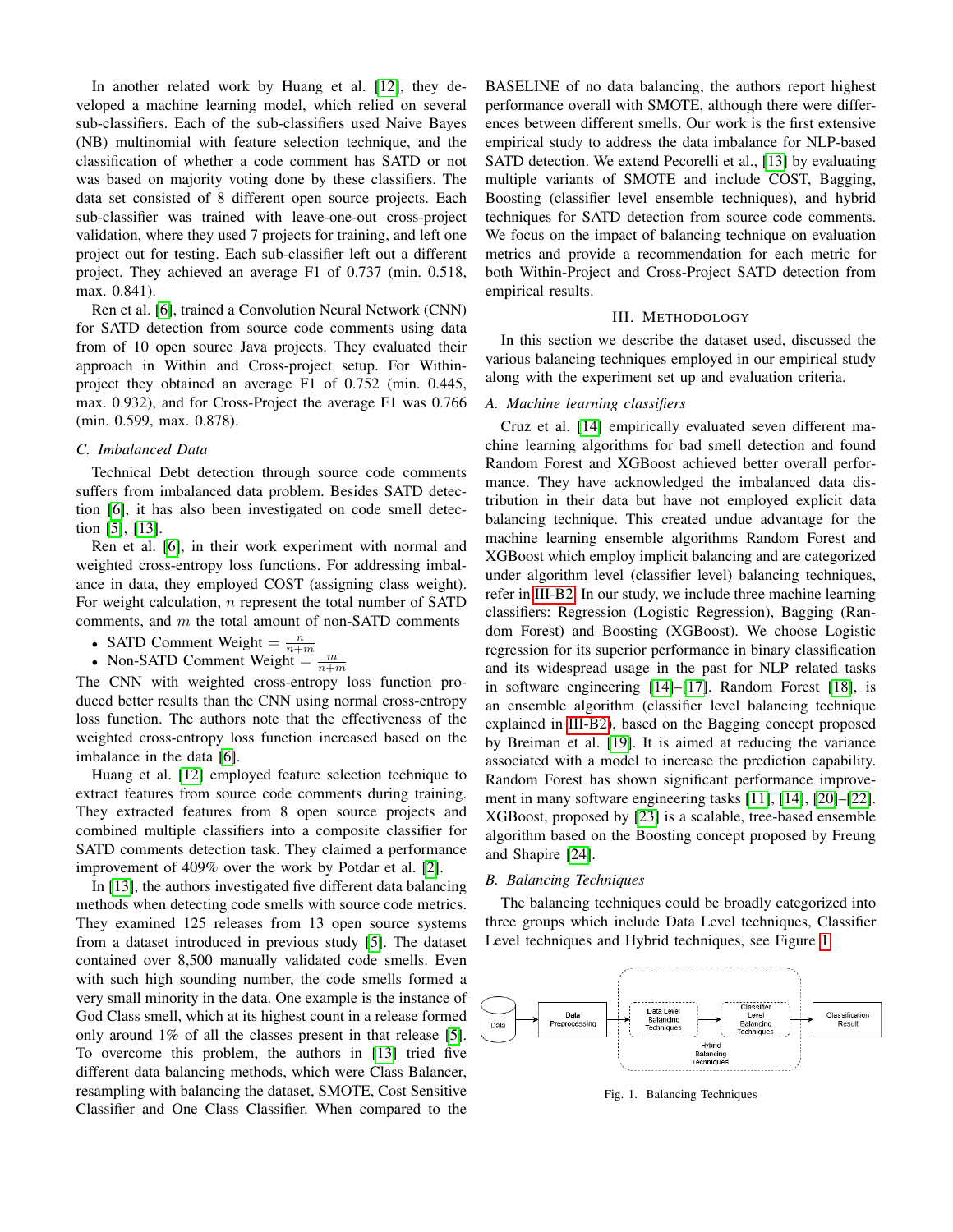In another related work by Huang et al. [12], they developed a machine learning model, which relied on several sub-classifiers. Each of the sub-classifiers used Naive Bayes (NB) multinomial with feature selection technique, and the classification of whether a code comment has SATD or not was based on majority voting done by these classifiers. The data set consisted of 8 different open source projects. Each sub-classifier was trained with leave-one-out cross-project validation, where they used 7 projects for training, and left one project out for testing. Each sub-classifier left out a different project. They achieved an average F1 of 0.737 (min. 0.518, max. 0.841).

Ren et al. [6], trained a Convolution Neural Network (CNN) for SATD detection from source code comments using data from of 10 open source Java projects. They evaluated their approach in Within and Cross-project setup. For Within-project they obtained an average F1 of 0.752 (min. 0.445, max. 0.932), and for Cross-Project the average F1 was 0.766 (min. 0.599, max. 0.878).

### C. Imbalanced Data

Technical Debt detection through source code comments suffers from imbalanced data problem. Besides SATD detection [6], it has also been investigated on code smell detection [5], [13].

Ren et al. [6], in their work experiment with normal and weighted cross-entropy loss functions. For addressing imbalance in data, they employed COST (assigning class weight). For weight calculation, $n$ represent the total number of SATD comments, and $m$ the total amount of non-SATD comments

- SATD Comment Weight $= \frac{n}{n+m}$
- Non-SATD Comment Weight $= \frac{m}{n+m}$

The CNN with weighted cross-entropy loss function produced better results than the CNN using normal cross-entropy loss function. The authors note that the effectiveness of the weighted cross-entropy loss function increased based on the imbalance in the data [6].

Huang et al. [12] employed feature selection technique to extract features from source code comments during training. They extracted features from 8 open source projects and combined multiple classifiers into a composite classifier for SATD comments detection task. They claimed a performance improvement of 409% over the work by Potdar et al. [2].

In [13], the authors investigated five different data balancing methods when detecting code smells with source code metrics. They examined 125 releases from 13 open source systems from a dataset introduced in previous study [5]. The dataset contained over 8,500 manually validated code smells. Even with such high sounding number, the code smells formed a very small minority in the data. One example is the instance of God Class smell, which at its highest count in a release formed only around 1% of all the classes present in that release [5]. To overcome this problem, the authors in [13] tried five different data balancing methods, which were Class Balancer, resampling with balancing the dataset, SMOTE, Cost Sensitive Classifier and One Class Classifier. When compared to the BASELINE of no data balancing, the authors report highest performance overall with SMOTE, although there were differences between different smells. Our work is the first extensive empirical study to address the data imbalance for NLP-based SATD detection. We extend Pecorelli et al., [13] by evaluating multiple variants of SMOTE and include COST, Bagging, Boosting (classifier level ensemble techniques), and hybrid techniques for SATD detection from source code comments. We focus on the impact of balancing technique on evaluation metrics and provide a recommendation for each metric for both Within-Project and Cross-Project SATD detection from empirical results.

## III. Methodology

In this section we describe the dataset used, discussed the various balancing techniques employed in our empirical study along with the experiment set up and evaluation criteria.

### A. Machine learning classifiers

Cruz et al. [14] empirically evaluated seven different machine learning algorithms for bad smell detection and found Random Forest and XGBoost achieved better overall performance. They have acknowledged the imbalanced data distribution in their data but have not employed explicit data balancing technique. This created undue advantage for the machine learning ensemble algorithms Random Forest and XGBoost which employ implicit balancing and are categorized under algorithm level (classifier level) balancing techniques, refer in III-B2. In our study, we include three machine learning classifiers: Regression (Logistic Regression), Bagging (Random Forest) and Boosting (XGBoost). We choose Logistic regression for its superior performance in binary classification and its widespread usage in the past for NLP related tasks in software engineering [14]–[17]. Random Forest [18], is an ensemble algorithm (classifier level balancing technique explained in III-B2), based on the Bagging concept proposed by Breiman et al. [19]. It is aimed at reducing the variance associated with a model to increase the prediction capability. Random Forest has shown significant performance improvement in many software engineering tasks [11], [14], [20]–[22]. XGBoost, proposed by [23] is a scalable, tree-based ensemble algorithm based on the Boosting concept proposed by Freung and Shapire [24].

### B. Balancing Techniques

The balancing techniques could be broadly categorized into three groups which include Data Level techniques, Classifier Level techniques and Hybrid techniques, see Figure 1.

Data → Data Preprocessing → [Data Level Balancing Techniques → Classifier Level Balancing Techniques] (Hybrid Balancing Techniques) → Classification Result

Fig. 1. Balancing Techniques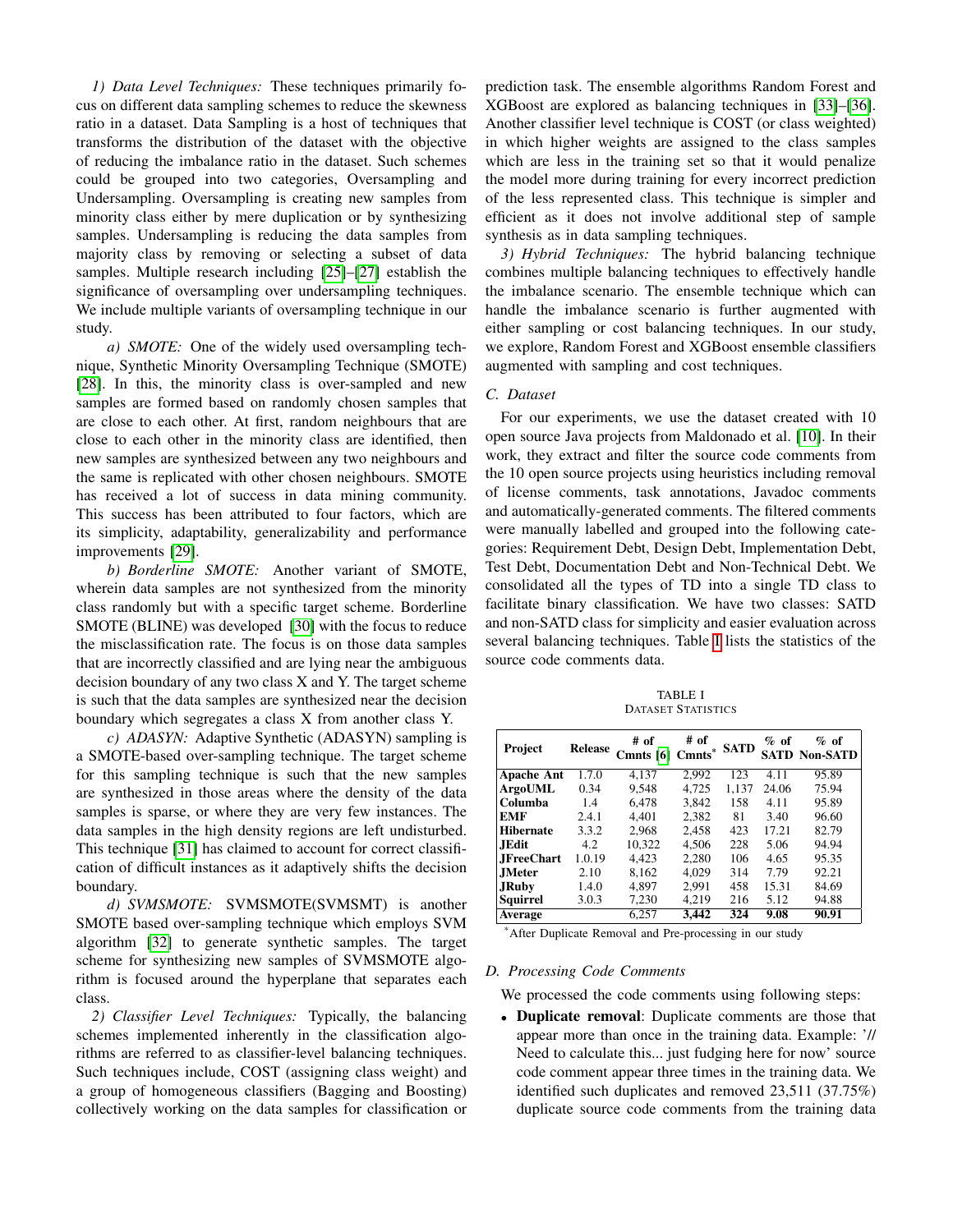*1) Data Level Techniques:* These techniques primarily focus on different data sampling schemes to reduce the skewness ratio in a dataset. Data Sampling is a host of techniques that transforms the distribution of the dataset with the objective of reducing the imbalance ratio in the dataset. Such schemes could be grouped into two categories, Oversampling and Undersampling. Oversampling is creating new samples from minority class either by mere duplication or by synthesizing samples. Undersampling is reducing the data samples from majority class by removing or selecting a subset of data samples. Multiple research including [25]–[27] establish the significance of oversampling over undersampling techniques. We include multiple variants of oversampling technique in our study.

*a) SMOTE:* One of the widely used oversampling technique, Synthetic Minority Oversampling Technique (SMOTE) [28]. In this, the minority class is over-sampled and new samples are formed based on randomly chosen samples that are close to each other. At first, random neighbours that are close to each other in the minority class are identified, then new samples are synthesized between any two neighbours and the same is replicated with other chosen neighbours. SMOTE has received a lot of success in data mining community. This success has been attributed to four factors, which are its simplicity, adaptability, generalizability and performance improvements [29].

*b) Borderline SMOTE:* Another variant of SMOTE, wherein data samples are not synthesized from the minority class randomly but with a specific target scheme. Borderline SMOTE (BLINE) was developed [30] with the focus to reduce the misclassification rate. The focus is on those data samples that are incorrectly classified and are lying near the ambiguous decision boundary of any two class X and Y. The target scheme is such that the data samples are synthesized near the decision boundary which segregates a class X from another class Y.

*c) ADASYN:* Adaptive Synthetic (ADASYN) sampling is a SMOTE-based over-sampling technique. The target scheme for this sampling technique is such that the new samples are synthesized in those areas where the density of the data samples is sparse, or where they are very few instances. The data samples in the high density regions are left undisturbed. This technique [31] has claimed to account for correct classification of difficult instances as it adaptively shifts the decision boundary.

*d) SVMSMOTE:* SVMSMOTE(SVMSMT) is another SMOTE based over-sampling technique which employs SVM algorithm [32] to generate synthetic samples. The target scheme for synthesizing new samples of SVMSMOTE algorithm is focused around the hyperplane that separates each class.

*2) Classifier Level Techniques:* Typically, the balancing schemes implemented inherently in the classification algorithms are referred to as classifier-level balancing techniques. Such techniques include, COST (assigning class weight) and a group of homogeneous classifiers (Bagging and Boosting) collectively working on the data samples for classification or prediction task. The ensemble algorithms Random Forest and XGBoost are explored as balancing techniques in [33]–[36]. Another classifier level technique is COST (or class weighted) in which higher weights are assigned to the class samples which are less in the training set so that it would penalize the model more during training for every incorrect prediction of the less represented class. This technique is simpler and efficient as it does not involve additional step of sample synthesis as in data sampling techniques.

*3) Hybrid Techniques:* The hybrid balancing technique combines multiple balancing techniques to effectively handle the imbalance scenario. The ensemble technique which can handle the imbalance scenario is further augmented with either sampling or cost balancing techniques. In our study, we explore, Random Forest and XGBoost ensemble classifiers augmented with sampling and cost techniques.

### C. Dataset

For our experiments, we use the dataset created with 10 open source Java projects from Maldonado et al. [10]. In their work, they extract and filter the source code comments from the 10 open source projects using heuristics including removal of license comments, task annotations, Javadoc comments and automatically-generated comments. The filtered comments were manually labelled and grouped into the following categories: Requirement Debt, Design Debt, Implementation Debt, Test Debt, Documentation Debt and Non-Technical Debt. We consolidated all the types of TD into a single TD class to facilitate binary classification. We have two classes: SATD and non-SATD class for simplicity and easier evaluation across several balancing techniques. Table I lists the statistics of the source code comments data.

TABLE I
DATASET STATISTICS

| Project | Release | # of Cmnts [6] | # of Cmnts* | SATD | % of SATD | % of Non-SATD |
|---|---|---|---|---|---|---|
| **Apache Ant** | 1.7.0 | 4,137 | 2,992 | 123 | 4.11 | 95.89 |
| **ArgoUML** | 0.34 | 9,548 | 4,725 | 1,137 | 24.06 | 75.94 |
| **Columba** | 1.4 | 6,478 | 3,842 | 158 | 4.11 | 95.89 |
| **EMF** | 2.4.1 | 4,401 | 2,382 | 81 | 3.40 | 96.60 |
| **Hibernate** | 3.3.2 | 2,968 | 2,458 | 423 | 17.21 | 82.79 |
| **JEdit** | 4.2 | 10,322 | 4,506 | 228 | 5.06 | 94.94 |
| **JFreeChart** | 1.0.19 | 4,423 | 2,280 | 106 | 4.65 | 95.35 |
| **JMeter** | 2.10 | 8,162 | 4,029 | 314 | 7.79 | 92.21 |
| **JRuby** | 1.4.0 | 4,897 | 2,991 | 458 | 15.31 | 84.69 |
| **Squirrel** | 3.0.3 | 7,230 | 4,219 | 216 | 5.12 | 94.88 |
| **Average** | | 6,257 | **3,442** | **324** | **9.08** | **90.91** |

*After Duplicate Removal and Pre-processing in our study

### D. Processing Code Comments

We processed the code comments using following steps:

- **Duplicate removal**: Duplicate comments are those that appear more than once in the training data. Example: '// Need to calculate this... just fudging here for now' source code comment appear three times in the training data. We identified such duplicates and removed 23,511 (37.75%) duplicate source code comments from the training data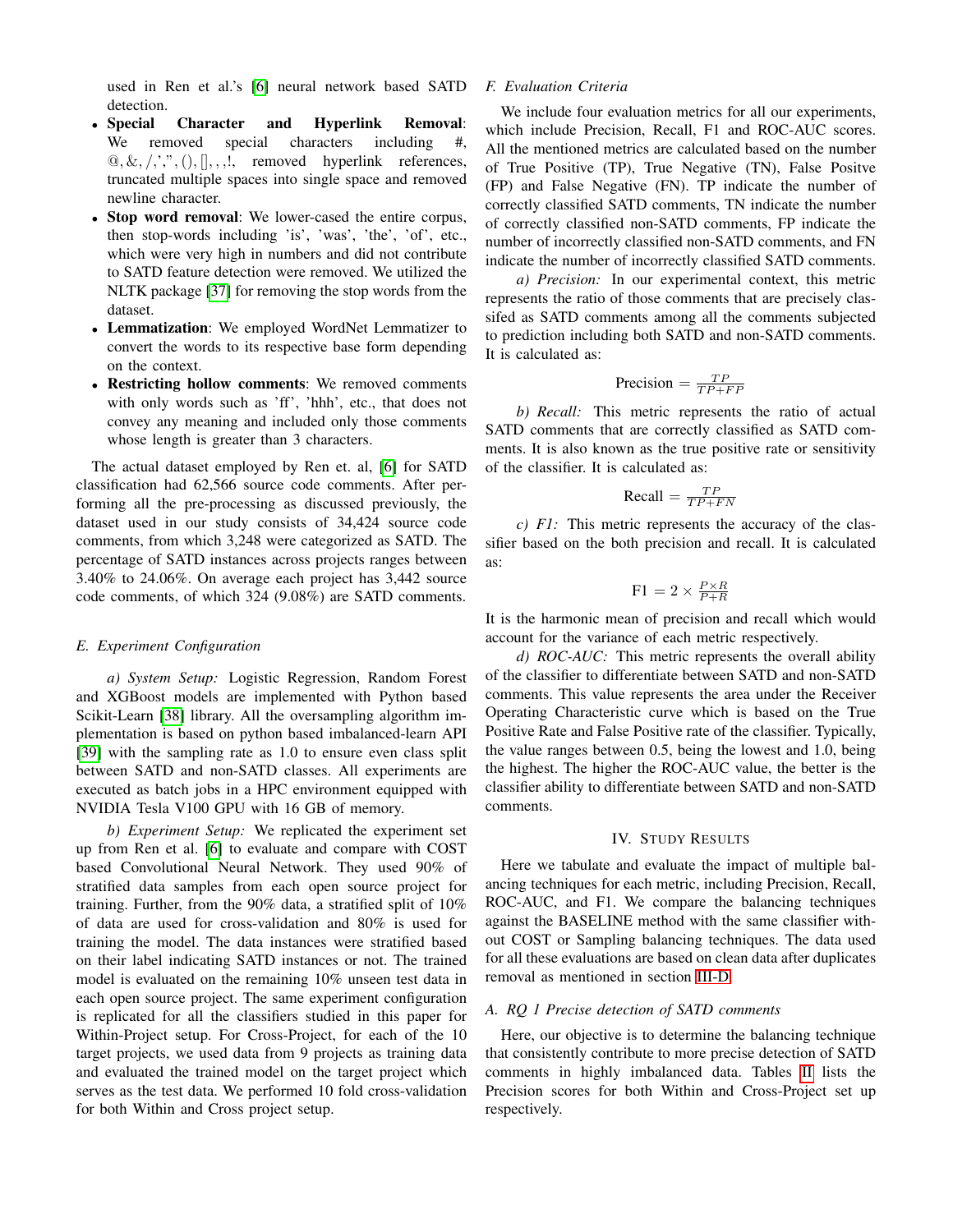used in Ren et al.'s [6] neural network based SATD detection.

- **Special Character and Hyperlink Removal**: We removed special characters including #, @, &, /, ',", (), [], , , !, removed hyperlink references, truncated multiple spaces into single space and removed newline character.
- **Stop word removal**: We lower-cased the entire corpus, then stop-words including 'is', 'was', 'the', 'of', etc., which were very high in numbers and did not contribute to SATD feature detection were removed. We utilized the NLTK package [37] for removing the stop words from the dataset.
- **Lemmatization**: We employed WordNet Lemmatizer to convert the words to its respective base form depending on the context.
- **Restricting hollow comments**: We removed comments with only words such as 'ff', 'hhh', etc., that does not convey any meaning and included only those comments whose length is greater than 3 characters.

The actual dataset employed by Ren et. al, [6] for SATD classification had 62,566 source code comments. After performing all the pre-processing as discussed previously, the dataset used in our study consists of 34,424 source code comments, from which 3,248 were categorized as SATD. The percentage of SATD instances across projects ranges between 3.40% to 24.06%. On average each project has 3,442 source code comments, of which 324 (9.08%) are SATD comments.

### E. Experiment Configuration

*a) System Setup:* Logistic Regression, Random Forest and XGBoost models are implemented with Python based Scikit-Learn [38] library. All the oversampling algorithm implementation is based on python based imbalanced-learn API [39] with the sampling rate as 1.0 to ensure even class split between SATD and non-SATD classes. All experiments are executed as batch jobs in a HPC environment equipped with NVIDIA Tesla V100 GPU with 16 GB of memory.

*b) Experiment Setup:* We replicated the experiment set up from Ren et al. [6] to evaluate and compare with COST based Convolutional Neural Network. They used 90% of stratified data samples from each open source project for training. Further, from the 90% data, a stratified split of 10% of data are used for cross-validation and 80% is used for training the model. The data instances were stratified based on their label indicating SATD instances or not. The trained model is evaluated on the remaining 10% unseen test data in each open source project. The same experiment configuration is replicated for all the classifiers studied in this paper for Within-Project setup. For Cross-Project, for each of the 10 target projects, we used data from 9 projects as training data and evaluated the trained model on the target project which serves as the test data. We performed 10 fold cross-validation for both Within and Cross project setup.

### F. Evaluation Criteria

We include four evaluation metrics for all our experiments, which include Precision, Recall, F1 and ROC-AUC scores. All the mentioned metrics are calculated based on the number of True Positive (TP), True Negative (TN), False Positve (FP) and False Negative (FN). TP indicate the number of correctly classified SATD comments, TN indicate the number of correctly classified non-SATD comments, FP indicate the number of incorrectly classified non-SATD comments, and FN indicate the number of incorrectly classified SATD comments.

*a) Precision:* In our experimental context, this metric represents the ratio of those comments that are precisely classifed as SATD comments among all the comments subjected to prediction including both SATD and non-SATD comments. It is calculated as:

$$\text{Precision} = \frac{TP}{TP+FP}$$

*b) Recall:* This metric represents the ratio of actual SATD comments that are correctly classified as SATD comments. It is also known as the true positive rate or sensitivity of the classifier. It is calculated as:

$$\text{Recall} = \frac{TP}{TP+FN}$$

*c) F1:* This metric represents the accuracy of the classifier based on the both precision and recall. It is calculated as:

$$\text{F1} = 2 \times \frac{P \times R}{P+R}$$

It is the harmonic mean of precision and recall which would account for the variance of each metric respectively.

*d) ROC-AUC:* This metric represents the overall ability of the classifier to differentiate between SATD and non-SATD comments. This value represents the area under the Receiver Operating Characteristic curve which is based on the True Positive Rate and False Positive rate of the classifier. Typically, the value ranges between 0.5, being the lowest and 1.0, being the highest. The higher the ROC-AUC value, the better is the classifier ability to differentiate between SATD and non-SATD comments.

## IV. Study Results

Here we tabulate and evaluate the impact of multiple balancing techniques for each metric, including Precision, Recall, ROC-AUC, and F1. We compare the balancing techniques against the BASELINE method with the same classifier without COST or Sampling balancing techniques. The data used for all these evaluations are based on clean data after duplicates removal as mentioned in section III-D.

### A. RQ 1 Precise detection of SATD comments

Here, our objective is to determine the balancing technique that consistently contribute to more precise detection of SATD comments in highly imbalanced data. Tables II lists the Precision scores for both Within and Cross-Project set up respectively.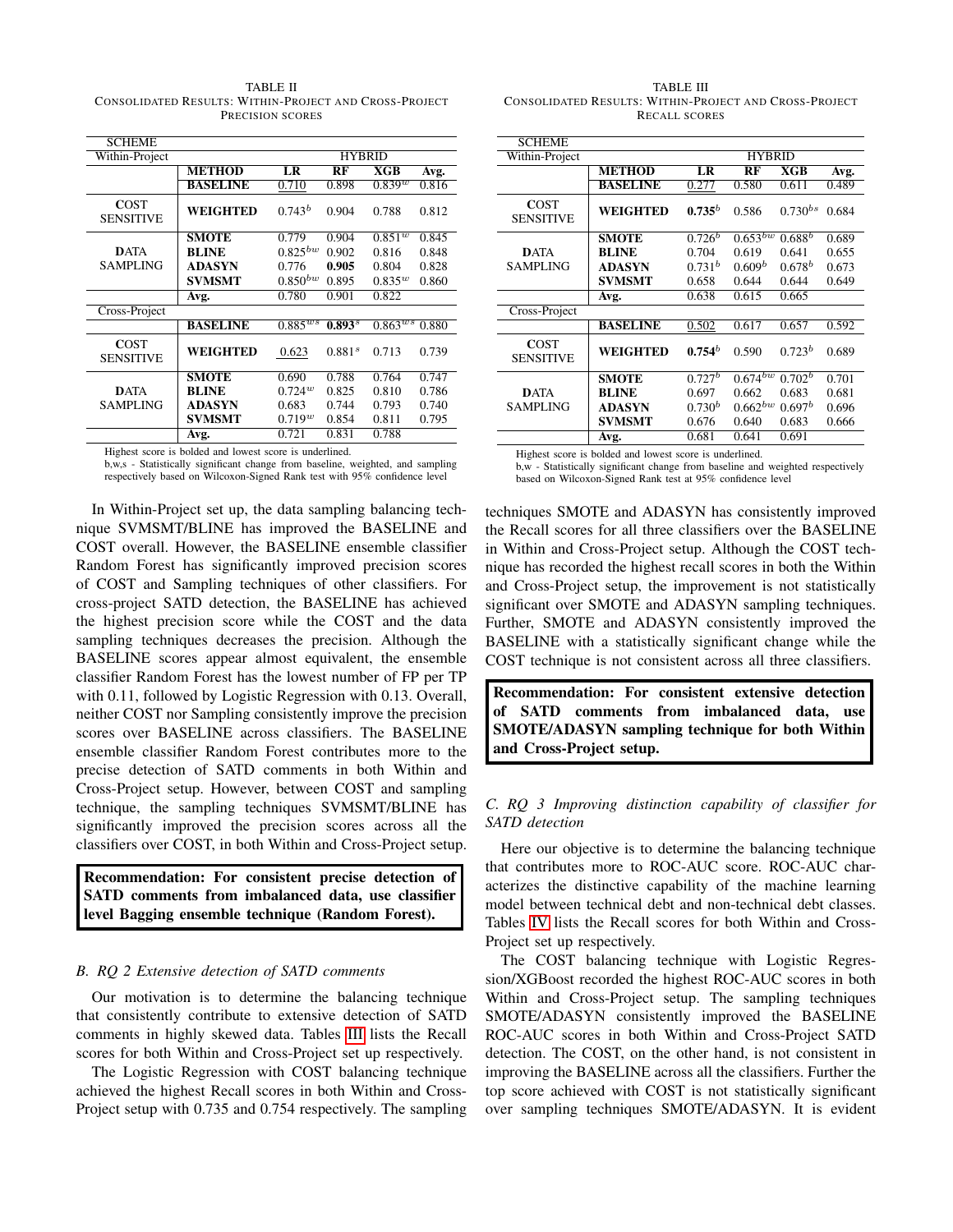TABLE II
CONSOLIDATED RESULTS: WITHIN-PROJECT AND CROSS-PROJECT PRECISION SCORES

| SCHEME | | | | | |
|---|---|---|---|---|---|
| Within-Project | | HYBRID | | | |
| | **METHOD** | **LR** | **RF** | **XGB** | **Avg.** |
| | **BASELINE** | 0.710 | 0.898 | $0.839^{w}$ | 0.816 |
| **COST SENSITIVE** | **WEIGHTED** | $0.743^{b}$ | 0.904 | 0.788 | 0.812 |
| **DATA SAMPLING** | **SMOTE** | 0.779 | 0.904 | $0.851^{w}$ | 0.845 |
| | **BLINE** | $0.825^{bw}$ | 0.902 | 0.816 | 0.848 |
| | **ADASYN** | 0.776 | **0.905** | 0.804 | 0.828 |
| | **SVMSMT** | $0.850^{bw}$ | 0.895 | $0.835^{w}$ | 0.860 |
| | **Avg.** | 0.780 | 0.901 | 0.822 | |
| Cross-Project | | | | | |
| | **BASELINE** | $0.885^{ws}$ | $\mathbf{0.893}^{s}$ | $0.863^{ws}$ | 0.880 |
| **COST SENSITIVE** | **WEIGHTED** | 0.623 | $0.881^{s}$ | 0.713 | 0.739 |
| **DATA SAMPLING** | **SMOTE** | 0.690 | 0.788 | 0.764 | 0.747 |
| | **BLINE** | $0.724^{w}$ | 0.825 | 0.810 | 0.786 |
| | **ADASYN** | 0.683 | 0.744 | 0.793 | 0.740 |
| | **SVMSMT** | $0.719^{w}$ | 0.854 | 0.811 | 0.795 |
| | **Avg.** | 0.721 | 0.831 | 0.788 | |

Highest score is bolded and lowest score is underlined.
b,w,s - Statistically significant change from baseline, weighted, and sampling respectively based on Wilcoxon-Signed Rank test with 95% confidence level

In Within-Project set up, the data sampling balancing technique SVMSMT/BLINE has improved the BASELINE and COST overall. However, the BASELINE ensemble classifier Random Forest has significantly improved precision scores of COST and Sampling techniques of other classifiers. For cross-project SATD detection, the BASELINE has achieved the highest precision score while the COST and the data sampling techniques decreases the precision. Although the BASELINE scores appear almost equivalent, the ensemble classifier Random Forest has the lowest number of FP per TP with 0.11, followed by Logistic Regression with 0.13. Overall, neither COST nor Sampling consistently improve the precision scores over BASELINE across classifiers. The BASELINE ensemble classifier Random Forest contributes more to the precise detection of SATD comments in both Within and Cross-Project setup. However, between COST and sampling technique, the sampling techniques SVMSMT/BLINE has significantly improved the precision scores across all the classifiers over COST, in both Within and Cross-Project setup.

**Recommendation: For consistent precise detection of SATD comments from imbalanced data, use classifier level Bagging ensemble technique (Random Forest).**

### B. RQ 2 Extensive detection of SATD comments

Our motivation is to determine the balancing technique that consistently contribute to extensive detection of SATD comments in highly skewed data. Tables III lists the Recall scores for both Within and Cross-Project set up respectively.

The Logistic Regression with COST balancing technique achieved the highest Recall scores in both Within and Cross-Project setup with 0.735 and 0.754 respectively. The sampling techniques SMOTE and ADASYN has consistently improved the Recall scores for all three classifiers over the BASELINE in Within and Cross-Project setup. Although the COST technique has recorded the highest recall scores in both the Within and Cross-Project setup, the improvement is not statistically significant over SMOTE and ADASYN sampling techniques. Further, SMOTE and ADASYN consistently improved the BASELINE with a statistically significant change while the COST technique is not consistent across all three classifiers.

TABLE III
CONSOLIDATED RESULTS: WITHIN-PROJECT AND CROSS-PROJECT RECALL SCORES

| SCHEME | | | | | |
|---|---|---|---|---|---|
| Within-Project | | HYBRID | | | |
| | **METHOD** | **LR** | **RF** | **XGB** | **Avg.** |
| | **BASELINE** | 0.277 | 0.580 | 0.611 | 0.489 |
| **COST SENSITIVE** | **WEIGHTED** | $\mathbf{0.735}^{b}$ | 0.586 | $0.730^{bs}$ | 0.684 |
| **DATA SAMPLING** | **SMOTE** | $0.726^{b}$ | $0.653^{bw}$ | $0.688^{b}$ | 0.689 |
| | **BLINE** | 0.704 | 0.619 | 0.641 | 0.655 |
| | **ADASYN** | $0.731^{b}$ | $0.609^{b}$ | $0.678^{b}$ | 0.673 |
| | **SVMSMT** | 0.658 | 0.644 | 0.644 | 0.649 |
| | **Avg.** | 0.638 | 0.615 | 0.665 | |
| Cross-Project | | | | | |
| | **BASELINE** | 0.502 | 0.617 | 0.657 | 0.592 |
| **COST SENSITIVE** | **WEIGHTED** | $\mathbf{0.754}^{b}$ | 0.590 | $0.723^{b}$ | 0.689 |
| **DATA SAMPLING** | **SMOTE** | $0.727^{b}$ | $0.674^{bw}$ | $0.702^{b}$ | 0.701 |
| | **BLINE** | 0.697 | 0.662 | 0.683 | 0.681 |
| | **ADASYN** | $0.730^{b}$ | $0.662^{bw}$ | $0.697^{b}$ | 0.696 |
| | **SVMSMT** | 0.676 | 0.640 | 0.683 | 0.666 |
| | **Avg.** | 0.681 | 0.641 | 0.691 | |

Highest score is bolded and lowest score is underlined.
b,w - Statistically significant change from baseline and weighted respectively based on Wilcoxon-Signed Rank test at 95% confidence level

**Recommendation: For consistent extensive detection of SATD comments from imbalanced data, use SMOTE/ADASYN sampling technique for both Within and Cross-Project setup.**

### C. RQ 3 Improving distinction capability of classifier for SATD detection

Here our objective is to determine the balancing technique that contributes more to ROC-AUC score. ROC-AUC characterizes the distinctive capability of the machine learning model between technical debt and non-technical debt classes. Tables IV lists the Recall scores for both Within and Cross-Project set up respectively.

The COST balancing technique with Logistic Regression/XGBoost recorded the highest ROC-AUC scores in both Within and Cross-Project setup. The sampling techniques SMOTE/ADASYN consistently improved the BASELINE ROC-AUC scores in both Within and Cross-Project SATD detection. The COST, on the other hand, is not consistent in improving the BASELINE across all the classifiers. Further the top score achieved with COST is not statistically significant over sampling techniques SMOTE/ADASYN. It is evident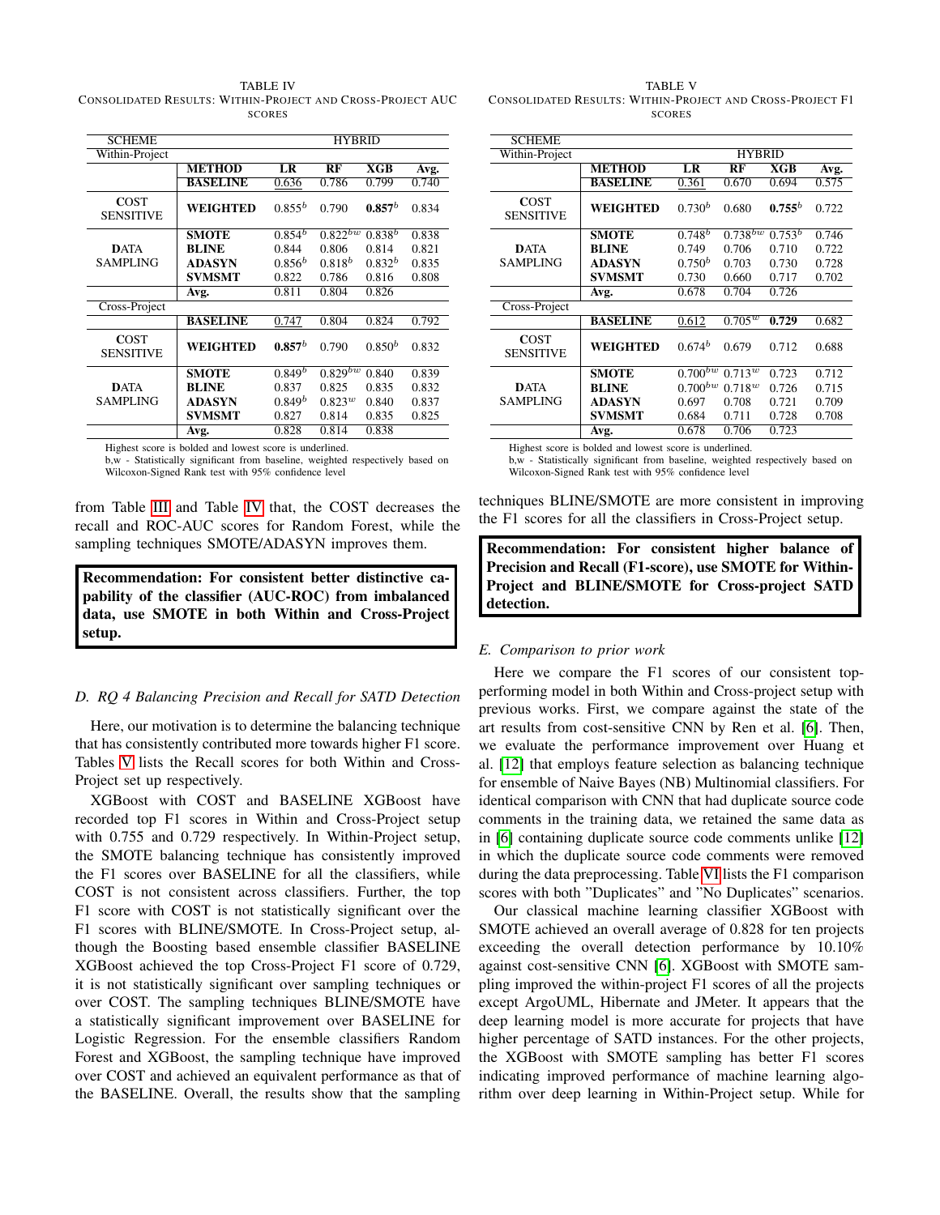TABLE IV
CONSOLIDATED RESULTS: WITHIN-PROJECT AND CROSS-PROJECT AUC SCORES

| SCHEME | | HYBRID | | | |
|---|---|---|---|---|---|
| Within-Project | | | | | |
| | **METHOD** | **LR** | **RF** | **XGB** | **Avg.** |
| | **BASELINE** | <u>0.636</u> | 0.786 | 0.799 | 0.740 |
| **C**OST SENSITIVE | **WEIGHTED** | $0.855^b$ | 0.790 | $\mathbf{0.857}^b$ | 0.834 |
| **D**ATA SAMPLING | **SMOTE** | $0.854^b$ | $0.822^{bw}$ | $0.838^b$ | 0.838 |
| | **BLINE** | 0.844 | 0.806 | 0.814 | 0.821 |
| | **ADASYN** | $0.856^b$ | $0.818^b$ | $0.832^b$ | 0.835 |
| | **SVMSMT** | 0.822 | 0.786 | 0.816 | 0.808 |
| | **Avg.** | 0.811 | 0.804 | 0.826 | |
| Cross-Project | | | | | |
| | **BASELINE** | <u>0.747</u> | 0.804 | 0.824 | 0.792 |
| **C**OST SENSITIVE | **WEIGHTED** | $\mathbf{0.857}^b$ | 0.790 | $0.850^b$ | 0.832 |
| **D**ATA SAMPLING | **SMOTE** | $0.849^b$ | $0.829^{bw}$ | 0.840 | 0.839 |
| | **BLINE** | 0.837 | 0.825 | 0.835 | 0.832 |
| | **ADASYN** | $0.849^b$ | $0.823^w$ | 0.840 | 0.837 |
| | **SVMSMT** | 0.827 | 0.814 | 0.835 | 0.825 |
| | **Avg.** | 0.828 | 0.814 | 0.838 | |

Highest score is bolded and lowest score is underlined.
b,w - Statistically significant from baseline, weighted respectively based on Wilcoxon-Signed Rank test with 95% confidence level

TABLE V
CONSOLIDATED RESULTS: WITHIN-PROJECT AND CROSS-PROJECT F1 SCORES

| SCHEME | | | | | |
|---|---|---|---|---|---|
| Within-Project | | HYBRID | | | |
| | **METHOD** | **LR** | **RF** | **XGB** | **Avg.** |
| | **BASELINE** | <u>0.361</u> | 0.670 | 0.694 | 0.575 |
| **C**OST SENSITIVE | **WEIGHTED** | $0.730^b$ | 0.680 | $\mathbf{0.755}^b$ | 0.722 |
| **D**ATA SAMPLING | **SMOTE** | $0.748^b$ | $0.738^{bw}$ | $0.753^b$ | 0.746 |
| | **BLINE** | 0.749 | 0.706 | 0.710 | 0.722 |
| | **ADASYN** | $0.750^b$ | 0.703 | 0.730 | 0.728 |
| | **SVMSMT** | 0.730 | 0.660 | 0.717 | 0.702 |
| | **Avg.** | 0.678 | 0.704 | 0.726 | |
| Cross-Project | | | | | |
| | **BASELINE** | <u>0.612</u> | $0.705^w$ | **0.729** | 0.682 |
| **C**OST SENSITIVE | **WEIGHTED** | $0.674^b$ | 0.679 | 0.712 | 0.688 |
| **D**ATA SAMPLING | **SMOTE** | $0.700^{bw}$ | $0.713^w$ | 0.723 | 0.712 |
| | **BLINE** | $0.700^{bw}$ | $0.718^w$ | 0.726 | 0.715 |
| | **ADASYN** | 0.697 | 0.708 | 0.721 | 0.709 |
| | **SVMSMT** | 0.684 | 0.711 | 0.728 | 0.708 |
| | **Avg.** | 0.678 | 0.706 | 0.723 | |

Highest score is bolded and lowest score is underlined.
b,w - Statistically significant from baseline, weighted respectively based on Wilcoxon-Signed Rank test with 95% confidence level

from Table III and Table IV that, the COST decreases the recall and ROC-AUC scores for Random Forest, while the sampling techniques SMOTE/ADASYN improves them.

**Recommendation: For consistent better distinctive capability of the classifier (AUC-ROC) from imbalanced data, use SMOTE in both Within and Cross-Project setup.**

### *D. RQ 4 Balancing Precision and Recall for SATD Detection*

Here, our motivation is to determine the balancing technique that has consistently contributed more towards higher F1 score. Tables V lists the Recall scores for both Within and Cross-Project set up respectively.

XGBoost with COST and BASELINE XGBoost have recorded top F1 scores in Within and Cross-Project setup with 0.755 and 0.729 respectively. In Within-Project setup, the SMOTE balancing technique has consistently improved the F1 scores over BASELINE for all the classifiers, while COST is not consistent across classifiers. Further, the top F1 score with COST is not statistically significant over the F1 scores with BLINE/SMOTE. In Cross-Project setup, although the Boosting based ensemble classifier BASELINE XGBoost achieved the top Cross-Project F1 score of 0.729, it is not statistically significant over sampling techniques or over COST. The sampling techniques BLINE/SMOTE have a statistically significant improvement over BASELINE for Logistic Regression. For the ensemble classifiers Random Forest and XGBoost, the sampling technique have improved over COST and achieved an equivalent performance as that of the BASELINE. Overall, the results show that the sampling techniques BLINE/SMOTE are more consistent in improving the F1 scores for all the classifiers in Cross-Project setup.

**Recommendation: For consistent higher balance of Precision and Recall (F1-score), use SMOTE for Within-Project and BLINE/SMOTE for Cross-project SATD detection.**

### *E. Comparison to prior work*

Here we compare the F1 scores of our consistent top-performing model in both Within and Cross-project setup with previous works. First, we compare against the state of the art results from cost-sensitive CNN by Ren et al. [6]. Then, we evaluate the performance improvement over Huang et al. [12] that employs feature selection as balancing technique for ensemble of Naive Bayes (NB) Multinomial classifiers. For identical comparison with CNN that had duplicate source code comments in the training data, we retained the same data as in [6] containing duplicate source code comments unlike [12] in which the duplicate source code comments were removed during the data preprocessing. Table VI lists the F1 comparison scores with both "Duplicates" and "No Duplicates" scenarios.

Our classical machine learning classifier XGBoost with SMOTE achieved an overall average of 0.828 for ten projects exceeding the overall detection performance by 10.10% against cost-sensitive CNN [6]. XGBoost with SMOTE sampling improved the within-project F1 scores of all the projects except ArgoUML, Hibernate and JMeter. It appears that the deep learning model is more accurate for projects that have higher percentage of SATD instances. For the other projects, the XGBoost with SMOTE sampling has better F1 scores indicating improved performance of machine learning algorithm over deep learning in Within-Project setup. While for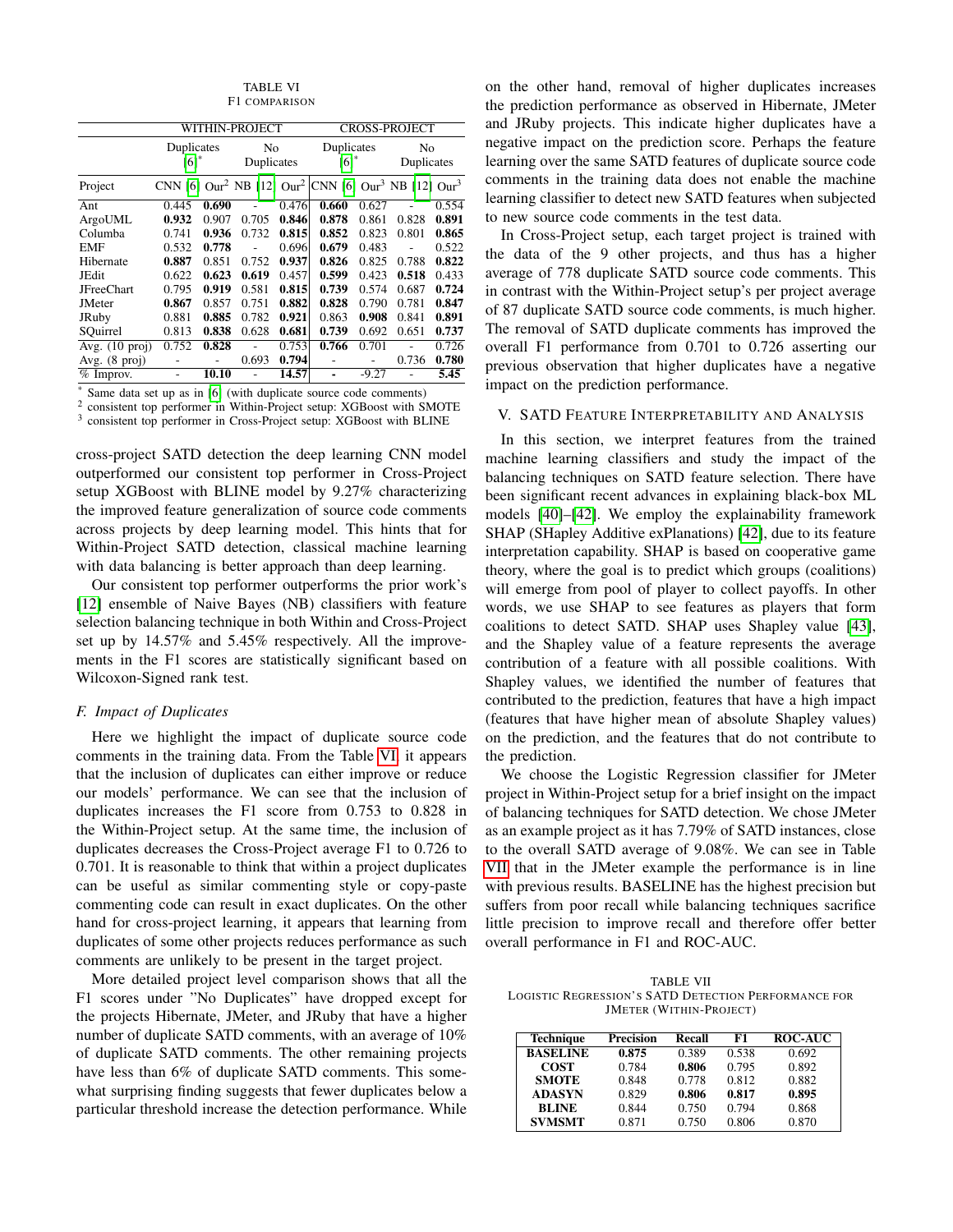TABLE VI
F1 COMPARISON

| | WITHIN-PROJECT | | | | CROSS-PROJECT | | | |
|---|---|---|---|---|---|---|---|---|
| | Duplicates [6]* | | No Duplicates | | Duplicates [6]* | | No Duplicates | |
| Project | CNN [6] | Our[2] | NB [12] | Our[2] | CNN [6] | Our[3] | NB [12] | Our[3] |
| Ant | 0.445 | **0.690** | - | 0.476 | **0.660** | 0.627 | - | 0.554 |
| ArgoUML | **0.932** | 0.907 | 0.705 | **0.846** | **0.878** | 0.861 | 0.828 | **0.891** |
| Columba | 0.741 | **0.936** | 0.732 | **0.815** | **0.852** | 0.823 | 0.801 | **0.865** |
| EMF | 0.532 | **0.778** | - | 0.696 | **0.679** | 0.483 | - | 0.522 |
| Hibernate | **0.887** | 0.851 | 0.752 | **0.937** | **0.826** | 0.825 | 0.788 | **0.822** |
| JEdit | 0.622 | **0.623** | **0.619** | 0.457 | **0.599** | 0.423 | **0.518** | 0.433 |
| JFreeChart | 0.795 | **0.919** | 0.581 | **0.815** | **0.739** | 0.574 | 0.687 | **0.724** |
| JMeter | **0.867** | 0.857 | 0.751 | **0.882** | **0.828** | 0.790 | 0.781 | **0.847** |
| JRuby | 0.881 | **0.885** | 0.782 | **0.921** | 0.863 | **0.908** | 0.841 | **0.891** |
| SQuirrel | 0.813 | **0.838** | 0.628 | **0.681** | **0.739** | 0.692 | 0.651 | **0.737** |
| Avg. (10 proj) | 0.752 | **0.828** | - | 0.753 | **0.766** | 0.701 | - | 0.726 |
| Avg. (8 proj) | - | - | 0.693 | **0.794** | - | - | 0.736 | **0.780** |
| % Improv. | - | **10.10** | - | **14.57** | - | -9.27 | - | **5.45** |

\* Same data set up as in [6] (with duplicate source code comments)
[2] consistent top performer in Within-Project setup: XGBoost with SMOTE
[3] consistent top performer in Cross-Project setup: XGBoost with BLINE

cross-project SATD detection the deep learning CNN model outperformed our consistent top performer in Cross-Project setup XGBoost with BLINE model by 9.27% characterizing the improved feature generalization of source code comments across projects by deep learning model. This hints that for Within-Project SATD detection, classical machine learning with data balancing is better approach than deep learning.

Our consistent top performer outperforms the prior work's [12] ensemble of Naive Bayes (NB) classifiers with feature selection balancing technique in both Within and Cross-Project set up by 14.57% and 5.45% respectively. All the improvements in the F1 scores are statistically significant based on Wilcoxon-Signed rank test.

### F. Impact of Duplicates

Here we highlight the impact of duplicate source code comments in the training data. From the Table VI, it appears that the inclusion of duplicates can either improve or reduce our models' performance. We can see that the inclusion of duplicates increases the F1 score from 0.753 to 0.828 in the Within-Project setup. At the same time, the inclusion of duplicates decreases the Cross-Project average F1 to 0.726 to 0.701. It is reasonable to think that within a project duplicates can be useful as similar commenting style or copy-paste commenting code can result in exact duplicates. On the other hand for cross-project learning, it appears that learning from duplicates of some other projects reduces performance as such comments are unlikely to be present in the target project.

More detailed project level comparison shows that all the F1 scores under "No Duplicates" have dropped except for the projects Hibernate, JMeter, and JRuby that have a higher number of duplicate SATD comments, with an average of 10% of duplicate SATD comments. The other remaining projects have less than 6% of duplicate SATD comments. This somewhat surprising finding suggests that fewer duplicates below a particular threshold increase the detection performance. While on the other hand, removal of higher duplicates increases the prediction performance as observed in Hibernate, JMeter and JRuby projects. This indicate higher duplicates have a negative impact on the prediction score. Perhaps the feature learning over the same SATD features of duplicate source code comments in the training data does not enable the machine learning classifier to detect new SATD features when subjected to new source code comments in the test data.

In Cross-Project setup, each target project is trained with the data of the 9 other projects, and thus has a higher average of 778 duplicate SATD source code comments. This in contrast with the Within-Project setup's per project average of 87 duplicate SATD source code comments, is much higher. The removal of SATD duplicate comments has improved the overall F1 performance from 0.701 to 0.726 asserting our previous observation that higher duplicates have a negative impact on the prediction performance.

## V. SATD Feature Interpretability and Analysis

In this section, we interpret features from the trained machine learning classifiers and study the impact of the balancing techniques on SATD feature selection. There have been significant recent advances in explaining black-box ML models [40]–[42]. We employ the explainability framework SHAP (SHapley Additive exPlanations) [42], due to its feature interpretation capability. SHAP is based on cooperative game theory, where the goal is to predict which groups (coalitions) will emerge from pool of player to collect payoffs. In other words, we use SHAP to see features as players that form coalitions to detect SATD. SHAP uses Shapley value [43], and the Shapley value of a feature represents the average contribution of a feature with all possible coalitions. With Shapley values, we identified the number of features that contributed to the prediction, features that have a high impact (features that have higher mean of absolute Shapley values) on the prediction, and the features that do not contribute to the prediction.

We choose the Logistic Regression classifier for JMeter project in Within-Project setup for a brief insight on the impact of balancing techniques for SATD detection. We chose JMeter as an example project as it has 7.79% of SATD instances, close to the overall SATD average of 9.08%. We can see in Table VII that in the JMeter example the performance is in line with previous results. BASELINE has the highest precision but suffers from poor recall while balancing techniques sacrifice little precision to improve recall and therefore offer better overall performance in F1 and ROC-AUC.

TABLE VII
Logistic Regression's SATD Detection Performance for JMeter (Within-Project)

| Technique | Precision | Recall | F1 | ROC-AUC |
|---|---|---|---|---|
| **BASELINE** | **0.875** | 0.389 | 0.538 | 0.692 |
| **COST** | 0.784 | **0.806** | 0.795 | 0.892 |
| **SMOTE** | 0.848 | 0.778 | 0.812 | 0.882 |
| **ADASYN** | 0.829 | **0.806** | **0.817** | **0.895** |
| **BLINE** | 0.844 | 0.750 | 0.794 | 0.868 |
| **SVMSMT** | 0.871 | 0.750 | 0.806 | 0.870 |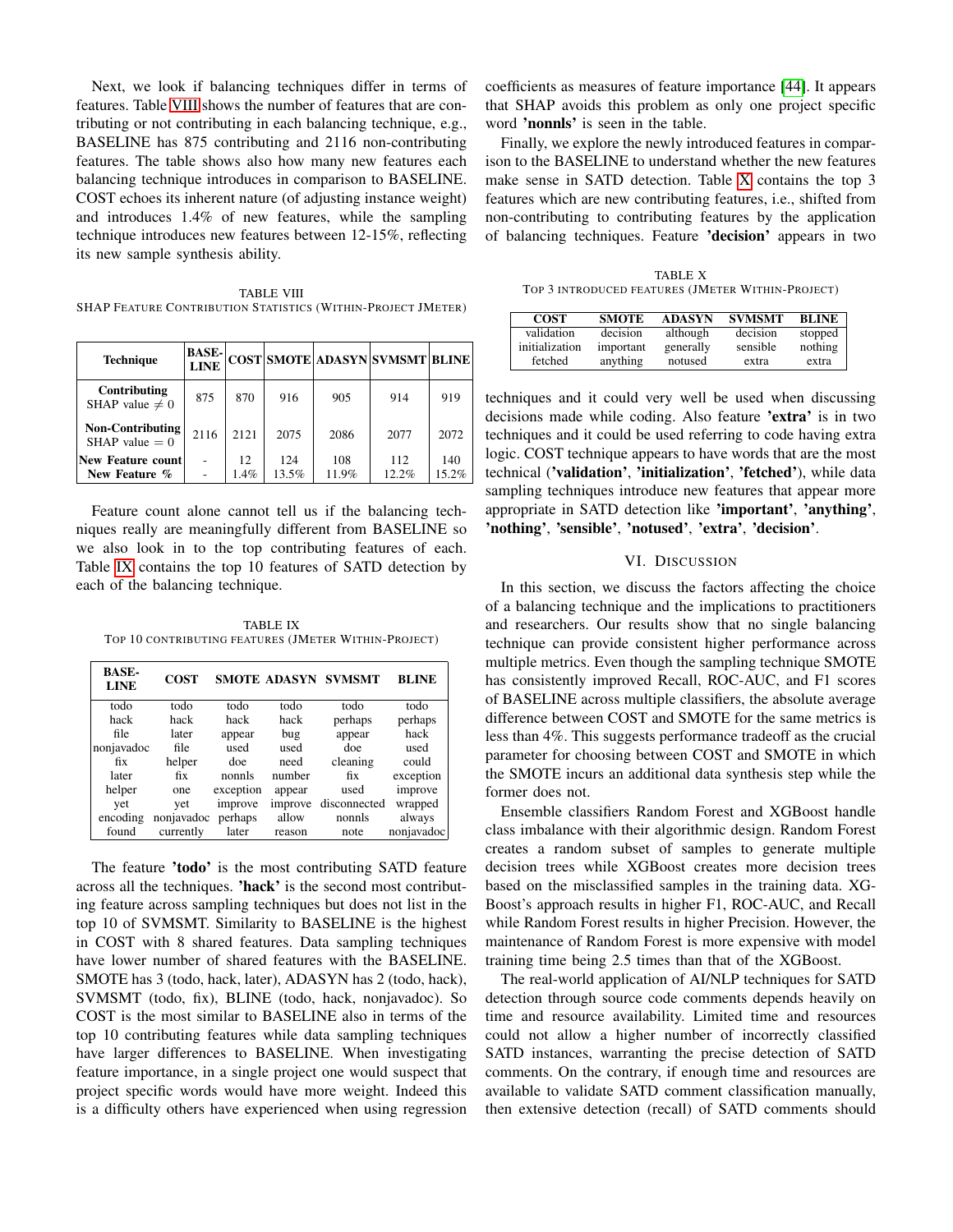Next, we look if balancing techniques differ in terms of features. Table VIII shows the number of features that are contributing or not contributing in each balancing technique, e.g., BASELINE has 875 contributing and 2116 non-contributing features. The table shows also how many new features each balancing technique introduces in comparison to BASELINE. COST echoes its inherent nature (of adjusting instance weight) and introduces 1.4% of new features, while the sampling technique introduces new features between 12-15%, reflecting its new sample synthesis ability.

TABLE VIII
SHAP FEATURE CONTRIBUTION STATISTICS (WITHIN-PROJECT JMETER)

| Technique | BASE-LINE | COST | SMOTE | ADASYN | SVMSMT | BLINE |
|---|---|---|---|---|---|---|
| **Contributing** SHAP value $\neq 0$ | 875 | 870 | 916 | 905 | 914 | 919 |
| **Non-Contributing** SHAP value $= 0$ | 2116 | 2121 | 2075 | 2086 | 2077 | 2072 |
| **New Feature count** | - | 12 | 124 | 108 | 112 | 140 |
| **New Feature %** | - | 1.4% | 13.5% | 11.9% | 12.2% | 15.2% |

Feature count alone cannot tell us if the balancing techniques really are meaningfully different from BASELINE so we also look in to the top contributing features of each. Table IX contains the top 10 features of SATD detection by each of the balancing technique.

TABLE IX
TOP 10 CONTRIBUTING FEATURES (JMETER WITHIN-PROJECT)

| BASE-LINE | COST | SMOTE | ADASYN | SVMSMT | BLINE |
|---|---|---|---|---|---|
| todo | todo | todo | todo | todo | todo |
| hack | hack | hack | hack | perhaps | perhaps |
| file | later | appear | bug | appear | hack |
| nonjavadoc | file | used | used | doe | used |
| fix | helper | doe | need | cleaning | could |
| later | fix | nonnls | number | fix | exception |
| helper | one | exception | appear | used | improve |
| yet | yet | improve | improve | disconnected | wrapped |
| encoding | nonjavadoc | perhaps | allow | nonnls | always |
| found | currently | later | reason | note | nonjavadoc |

The feature **'todo'** is the most contributing SATD feature across all the techniques. **'hack'** is the second most contributing feature across sampling techniques but does not list in the top 10 of SVMSMT. Similarity to BASELINE is the highest in COST with 8 shared features. Data sampling techniques have lower number of shared features with the BASELINE. SMOTE has 3 (todo, hack, later), ADASYN has 2 (todo, hack), SVMSMT (todo, fix), BLINE (todo, hack, nonjavadoc). So COST is the most similar to BASELINE also in terms of the top 10 contributing features while data sampling techniques have larger differences to BASELINE. When investigating feature importance, in a single project one would suspect that project specific words would have more weight. Indeed this is a difficulty others have experienced when using regression coefficients as measures of feature importance [44]. It appears that SHAP avoids this problem as only one project specific word **'nonnls'** is seen in the table.

Finally, we explore the newly introduced features in comparison to the BASELINE to understand whether the new features make sense in SATD detection. Table X contains the top 3 features which are new contributing features, i.e., shifted from non-contributing to contributing features by the application of balancing techniques. Feature **'decision'** appears in two techniques and it could very well be used when discussing decisions made while coding. Also feature **'extra'** is in two techniques and it could be used referring to code having extra logic. COST technique appears to have words that are the most technical (**'validation'**, **'initialization'**, **'fetched'**), while data sampling techniques introduce new features that appear more appropriate in SATD detection like **'important'**, **'anything'**, **'nothing'**, **'sensible'**, **'notused'**, **'extra'**, **'decision'**.

TABLE X
TOP 3 INTRODUCED FEATURES (JMETER WITHIN-PROJECT)

| COST | SMOTE | ADASYN | SVMSMT | BLINE |
|---|---|---|---|---|
| validation | decision | although | decision | stopped |
| initialization | important | generally | sensible | nothing |
| fetched | anything | notused | extra | extra |

## VI. DISCUSSION

In this section, we discuss the factors affecting the choice of a balancing technique and the implications to practitioners and researchers. Our results show that no single balancing technique can provide consistent higher performance across multiple metrics. Even though the sampling technique SMOTE has consistently improved Recall, ROC-AUC, and F1 scores of BASELINE across multiple classifiers, the absolute average difference between COST and SMOTE for the same metrics is less than 4%. This suggests performance tradeoff as the crucial parameter for choosing between COST and SMOTE in which the SMOTE incurs an additional data synthesis step while the former does not.

Ensemble classifiers Random Forest and XGBoost handle class imbalance with their algorithmic design. Random Forest creates a random subset of samples to generate multiple decision trees while XGBoost creates more decision trees based on the misclassified samples in the training data. XGBoost's approach results in higher F1, ROC-AUC, and Recall while Random Forest results in higher Precision. However, the maintenance of Random Forest is more expensive with model training time being 2.5 times than that of the XGBoost.

The real-world application of AI/NLP techniques for SATD detection through source code comments depends heavily on time and resource availability. Limited time and resources could not allow a higher number of incorrectly classified SATD instances, warranting the precise detection of SATD comments. On the contrary, if enough time and resources are available to validate SATD comment classification manually, then extensive detection (recall) of SATD comments should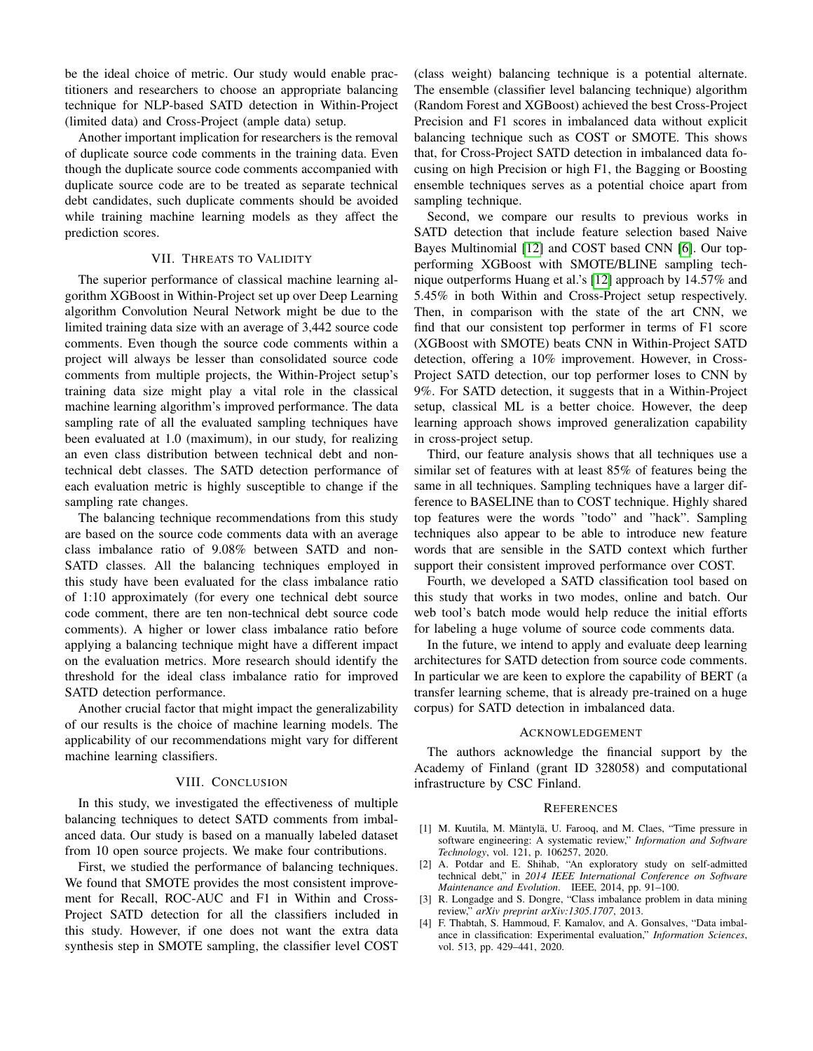be the ideal choice of metric. Our study would enable practitioners and researchers to choose an appropriate balancing technique for NLP-based SATD detection in Within-Project (limited data) and Cross-Project (ample data) setup.

Another important implication for researchers is the removal of duplicate source code comments in the training data. Even though the duplicate source code comments accompanied with duplicate source code are to be treated as separate technical debt candidates, such duplicate comments should be avoided while training machine learning models as they affect the prediction scores.

## VII. Threats to Validity

The superior performance of classical machine learning algorithm XGBoost in Within-Project set up over Deep Learning algorithm Convolution Neural Network might be due to the limited training data size with an average of 3,442 source code comments. Even though the source code comments within a project will always be lesser than consolidated source code comments from multiple projects, the Within-Project setup's training data size might play a vital role in the classical machine learning algorithm's improved performance. The data sampling rate of all the evaluated sampling techniques have been evaluated at 1.0 (maximum), in our study, for realizing an even class distribution between technical debt and non-technical debt classes. The SATD detection performance of each evaluation metric is highly susceptible to change if the sampling rate changes.

The balancing technique recommendations from this study are based on the source code comments data with an average class imbalance ratio of 9.08% between SATD and non-SATD classes. All the balancing techniques employed in this study have been evaluated for the class imbalance ratio of 1:10 approximately (for every one technical debt source code comment, there are ten non-technical debt source code comments). A higher or lower class imbalance ratio before applying a balancing technique might have a different impact on the evaluation metrics. More research should identify the threshold for the ideal class imbalance ratio for improved SATD detection performance.

Another crucial factor that might impact the generalizability of our results is the choice of machine learning models. The applicability of our recommendations might vary for different machine learning classifiers.

## VIII. Conclusion

In this study, we investigated the effectiveness of multiple balancing techniques to detect SATD comments from imbalanced data. Our study is based on a manually labeled dataset from 10 open source projects. We make four contributions.

First, we studied the performance of balancing techniques. We found that SMOTE provides the most consistent improvement for Recall, ROC-AUC and F1 in Within and Cross-Project SATD detection for all the classifiers included in this study. However, if one does not want the extra data synthesis step in SMOTE sampling, the classifier level COST (class weight) balancing technique is a potential alternate. The ensemble (classifier level balancing technique) algorithm (Random Forest and XGBoost) achieved the best Cross-Project Precision and F1 scores in imbalanced data without explicit balancing technique such as COST or SMOTE. This shows that, for Cross-Project SATD detection in imbalanced data focusing on high Precision or high F1, the Bagging or Boosting ensemble techniques serves as a potential choice apart from sampling technique.

Second, we compare our results to previous works in SATD detection that include feature selection based Naive Bayes Multinomial [12] and COST based CNN [6]. Our top-performing XGBoost with SMOTE/BLINE sampling technique outperforms Huang et al.'s [12] approach by 14.57% and 5.45% in both Within and Cross-Project setup respectively. Then, in comparison with the state of the art CNN, we find that our consistent top performer in terms of F1 score (XGBoost with SMOTE) beats CNN in Within-Project SATD detection, offering a 10% improvement. However, in Cross-Project SATD detection, our top performer loses to CNN by 9%. For SATD detection, it suggests that in a Within-Project setup, classical ML is a better choice. However, the deep learning approach shows improved generalization capability in cross-project setup.

Third, our feature analysis shows that all techniques use a similar set of features with at least 85% of features being the same in all techniques. Sampling techniques have a larger difference to BASELINE than to COST technique. Highly shared top features were the words "todo" and "hack". Sampling techniques also appear to be able to introduce new feature words that are sensible in the SATD context which further support their consistent improved performance over COST.

Fourth, we developed a SATD classification tool based on this study that works in two modes, online and batch. Our web tool's batch mode would help reduce the initial efforts for labeling a huge volume of source code comments data.

In the future, we intend to apply and evaluate deep learning architectures for SATD detection from source code comments. In particular we are keen to explore the capability of BERT (a transfer learning scheme, that is already pre-trained on a huge corpus) for SATD detection in imbalanced data.

## Acknowledgement

The authors acknowledge the financial support by the Academy of Finland (grant ID 328058) and computational infrastructure by CSC Finland.

## References

[1] M. Kuutila, M. Mäntylä, U. Farooq, and M. Claes, "Time pressure in software engineering: A systematic review," *Information and Software Technology*, vol. 121, p. 106257, 2020.

[2] A. Potdar and E. Shihab, "An exploratory study on self-admitted technical debt," in *2014 IEEE International Conference on Software Maintenance and Evolution*. IEEE, 2014, pp. 91–100.

[3] R. Longadge and S. Dongre, "Class imbalance problem in data mining review," *arXiv preprint arXiv:1305.1707*, 2013.

[4] F. Thabtah, S. Hammoud, F. Kamalov, and A. Gonsalves, "Data imbalance in classification: Experimental evaluation," *Information Sciences*, vol. 513, pp. 429–441, 2020.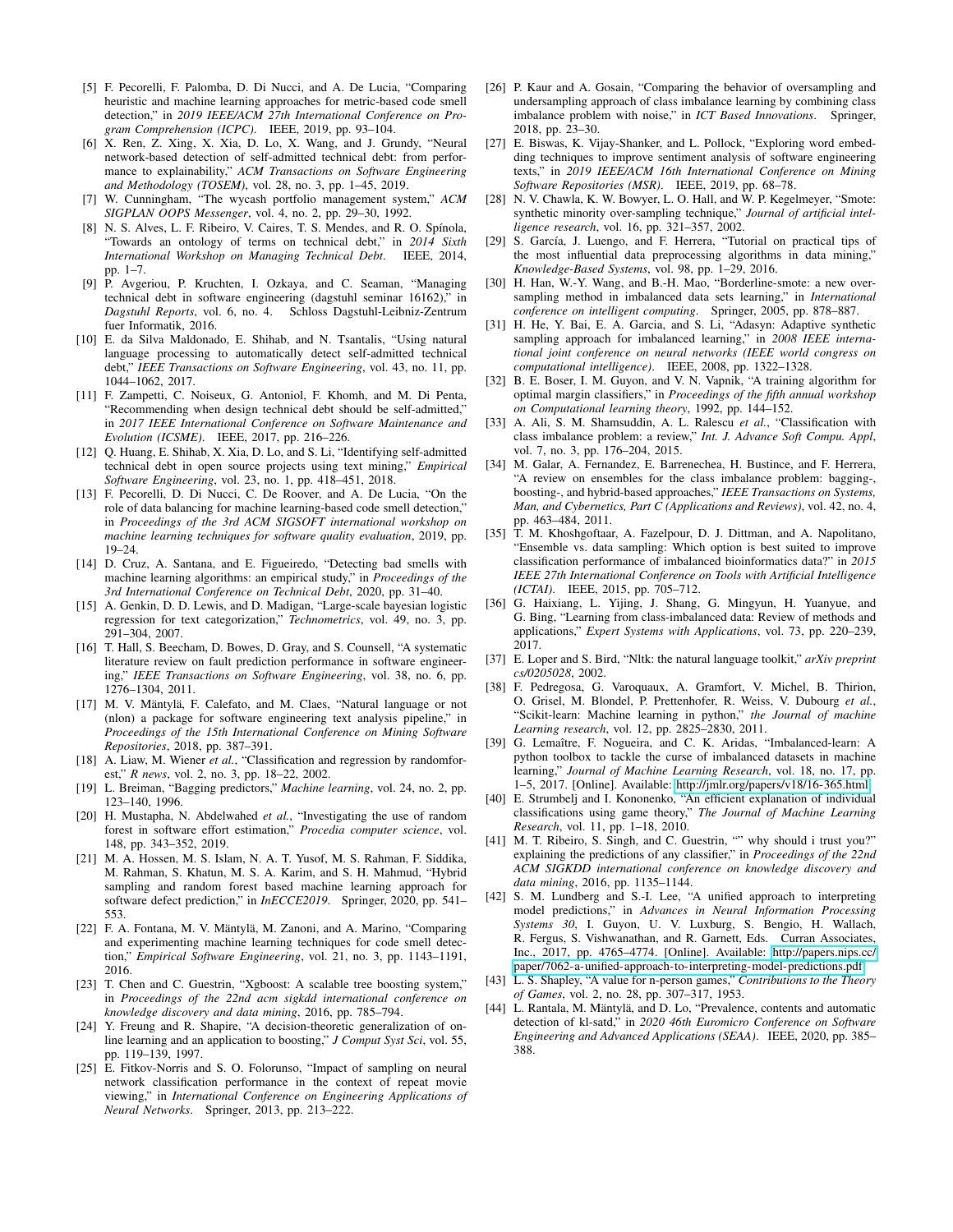[5] F. Pecorelli, F. Palomba, D. Di Nucci, and A. De Lucia, "Comparing heuristic and machine learning approaches for metric-based code smell detection," in *2019 IEEE/ACM 27th International Conference on Program Comprehension (ICPC)*. IEEE, 2019, pp. 93–104.

[6] X. Ren, Z. Xing, X. Xia, D. Lo, X. Wang, and J. Grundy, "Neural network-based detection of self-admitted technical debt: from performance to explainability," *ACM Transactions on Software Engineering and Methodology (TOSEM)*, vol. 28, no. 3, pp. 1–45, 2019.

[7] W. Cunningham, "The wycash portfolio management system," *ACM SIGPLAN OOPS Messenger*, vol. 4, no. 2, pp. 29–30, 1992.

[8] N. S. Alves, L. F. Ribeiro, V. Caires, T. S. Mendes, and R. O. Spínola, "Towards an ontology of terms on technical debt," in *2014 Sixth International Workshop on Managing Technical Debt*. IEEE, 2014, pp. 1–7.

[9] P. Avgeriou, P. Kruchten, I. Ozkaya, and C. Seaman, "Managing technical debt in software engineering (dagstuhl seminar 16162)," in *Dagstuhl Reports*, vol. 6, no. 4. Schloss Dagstuhl-Leibniz-Zentrum fuer Informatik, 2016.

[10] E. da Silva Maldonado, E. Shihab, and N. Tsantalis, "Using natural language processing to automatically detect self-admitted technical debt," *IEEE Transactions on Software Engineering*, vol. 43, no. 11, pp. 1044–1062, 2017.

[11] F. Zampetti, C. Noiseux, G. Antoniol, F. Khomh, and M. Di Penta, "Recommending when design technical debt should be self-admitted," in *2017 IEEE International Conference on Software Maintenance and Evolution (ICSME)*. IEEE, 2017, pp. 216–226.

[12] Q. Huang, E. Shihab, X. Xia, D. Lo, and S. Li, "Identifying self-admitted technical debt in open source projects using text mining," *Empirical Software Engineering*, vol. 23, no. 1, pp. 418–451, 2018.

[13] F. Pecorelli, D. Di Nucci, C. De Roover, and A. De Lucia, "On the role of data balancing for machine learning-based code smell detection," in *Proceedings of the 3rd ACM SIGSOFT international workshop on machine learning techniques for software quality evaluation*, 2019, pp. 19–24.

[14] D. Cruz, A. Santana, and E. Figueiredo, "Detecting bad smells with machine learning algorithms: an empirical study," in *Proceedings of the 3rd International Conference on Technical Debt*, 2020, pp. 31–40.

[15] A. Genkin, D. D. Lewis, and D. Madigan, "Large-scale bayesian logistic regression for text categorization," *Technometrics*, vol. 49, no. 3, pp. 291–304, 2007.

[16] T. Hall, S. Beecham, D. Bowes, D. Gray, and S. Counsell, "A systematic literature review on fault prediction performance in software engineering," *IEEE Transactions on Software Engineering*, vol. 38, no. 6, pp. 1276–1304, 2011.

[17] M. V. Mäntylä, F. Calefato, and M. Claes, "Natural language or not (nlon) a package for software engineering text analysis pipeline," in *Proceedings of the 15th International Conference on Mining Software Repositories*, 2018, pp. 387–391.

[18] A. Liaw, M. Wiener *et al.*, "Classification and regression by randomforest," *R news*, vol. 2, no. 3, pp. 18–22, 2002.

[19] L. Breiman, "Bagging predictors," *Machine learning*, vol. 24, no. 2, pp. 123–140, 1996.

[20] H. Mustapha, N. Abdelwahed *et al.*, "Investigating the use of random forest in software effort estimation," *Procedia computer science*, vol. 148, pp. 343–352, 2019.

[21] M. A. Hossen, M. S. Islam, N. A. T. Yusof, M. S. Rahman, F. Siddika, M. Rahman, S. Khatun, M. S. A. Karim, and S. H. Mahmud, "Hybrid sampling and random forest based machine learning approach for software defect prediction," in *InECCE2019*. Springer, 2020, pp. 541–553.

[22] F. A. Fontana, M. V. Mäntylä, M. Zanoni, and A. Marino, "Comparing and experimenting machine learning techniques for code smell detection," *Empirical Software Engineering*, vol. 21, no. 3, pp. 1143–1191, 2016.

[23] T. Chen and C. Guestrin, "Xgboost: A scalable tree boosting system," in *Proceedings of the 22nd acm sigkdd international conference on knowledge discovery and data mining*, 2016, pp. 785–794.

[24] Y. Freung and R. Shapire, "A decision-theoretic generalization of online learning and an application to boosting," *J Comput Syst Sci*, vol. 55, pp. 119–139, 1997.

[25] E. Fitkov-Norris and S. O. Folorunso, "Impact of sampling on neural network classification performance in the context of repeat movie viewing," in *International Conference on Engineering Applications of Neural Networks*. Springer, 2013, pp. 213–222.

[26] P. Kaur and A. Gosain, "Comparing the behavior of oversampling and undersampling approach of class imbalance learning by combining class imbalance problem with noise," in *ICT Based Innovations*. Springer, 2018, pp. 23–30.

[27] E. Biswas, K. Vijay-Shanker, and L. Pollock, "Exploring word embedding techniques to improve sentiment analysis of software engineering texts," in *2019 IEEE/ACM 16th International Conference on Mining Software Repositories (MSR)*. IEEE, 2019, pp. 68–78.

[28] N. V. Chawla, K. W. Bowyer, L. O. Hall, and W. P. Kegelmeyer, "Smote: synthetic minority over-sampling technique," *Journal of artificial intelligence research*, vol. 16, pp. 321–357, 2002.

[29] S. García, J. Luengo, and F. Herrera, "Tutorial on practical tips of the most influential data preprocessing algorithms in data mining," *Knowledge-Based Systems*, vol. 98, pp. 1–29, 2016.

[30] H. Han, W.-Y. Wang, and B.-H. Mao, "Borderline-smote: a new oversampling method in imbalanced data sets learning," in *International conference on intelligent computing*. Springer, 2005, pp. 878–887.

[31] H. He, Y. Bai, E. A. Garcia, and S. Li, "Adasyn: Adaptive synthetic sampling approach for imbalanced learning," in *2008 IEEE international joint conference on neural networks (IEEE world congress on computational intelligence)*. IEEE, 2008, pp. 1322–1328.

[32] B. E. Boser, I. M. Guyon, and V. N. Vapnik, "A training algorithm for optimal margin classifiers," in *Proceedings of the fifth annual workshop on Computational learning theory*, 1992, pp. 144–152.

[33] A. Ali, S. M. Shamsuddin, A. L. Ralescu *et al.*, "Classification with class imbalance problem: a review," *Int. J. Advance Soft Compu. Appl*, vol. 7, no. 3, pp. 176–204, 2015.

[34] M. Galar, A. Fernandez, E. Barrenechea, H. Bustince, and F. Herrera, "A review on ensembles for the class imbalance problem: bagging-, boosting-, and hybrid-based approaches," *IEEE Transactions on Systems, Man, and Cybernetics, Part C (Applications and Reviews)*, vol. 42, no. 4, pp. 463–484, 2011.

[35] T. M. Khoshgoftaar, A. Fazelpour, D. J. Dittman, and A. Napolitano, "Ensemble vs. data sampling: Which option is best suited to improve classification performance of imbalanced bioinformatics data?" in *2015 IEEE 27th International Conference on Tools with Artificial Intelligence (ICTAI)*. IEEE, 2015, pp. 705–712.

[36] G. Haixiang, L. Yijing, J. Shang, G. Mingyun, H. Yuanyue, and G. Bing, "Learning from class-imbalanced data: Review of methods and applications," *Expert Systems with Applications*, vol. 73, pp. 220–239, 2017.

[37] E. Loper and S. Bird, "Nltk: the natural language toolkit," *arXiv preprint cs/0205028*, 2002.

[38] F. Pedregosa, G. Varoquaux, A. Gramfort, V. Michel, B. Thirion, O. Grisel, M. Blondel, P. Prettenhofer, R. Weiss, V. Dubourg *et al.*, "Scikit-learn: Machine learning in python," *the Journal of machine Learning research*, vol. 12, pp. 2825–2830, 2011.

[39] G. Lemaître, F. Nogueira, and C. K. Aridas, "Imbalanced-learn: A python toolbox to tackle the curse of imbalanced datasets in machine learning," *Journal of Machine Learning Research*, vol. 18, no. 17, pp. 1–5, 2017. [Online]. Available: http://jmlr.org/papers/v18/16-365.html

[40] E. Strumbelj and I. Kononenko, "An efficient explanation of individual classifications using game theory," *The Journal of Machine Learning Research*, vol. 11, pp. 1–18, 2010.

[41] M. T. Ribeiro, S. Singh, and C. Guestrin, "" why should i trust you?" explaining the predictions of any classifier," in *Proceedings of the 22nd ACM SIGKDD international conference on knowledge discovery and data mining*, 2016, pp. 1135–1144.

[42] S. M. Lundberg and S.-I. Lee, "A unified approach to interpreting model predictions," in *Advances in Neural Information Processing Systems 30*, I. Guyon, U. V. Luxburg, S. Bengio, H. Wallach, R. Fergus, S. Vishwanathan, and R. Garnett, Eds. Curran Associates, Inc., 2017, pp. 4765–4774. [Online]. Available: http://papers.nips.cc/paper/7062-a-unified-approach-to-interpreting-model-predictions.pdf

[43] L. S. Shapley, "A value for n-person games," *Contributions to the Theory of Games*, vol. 2, no. 28, pp. 307–317, 1953.

[44] L. Rantala, M. Mäntylä, and D. Lo, "Prevalence, contents and automatic detection of kl-satd," in *2020 46th Euromicro Conference on Software Engineering and Advanced Applications (SEAA)*. IEEE, 2020, pp. 385–388.